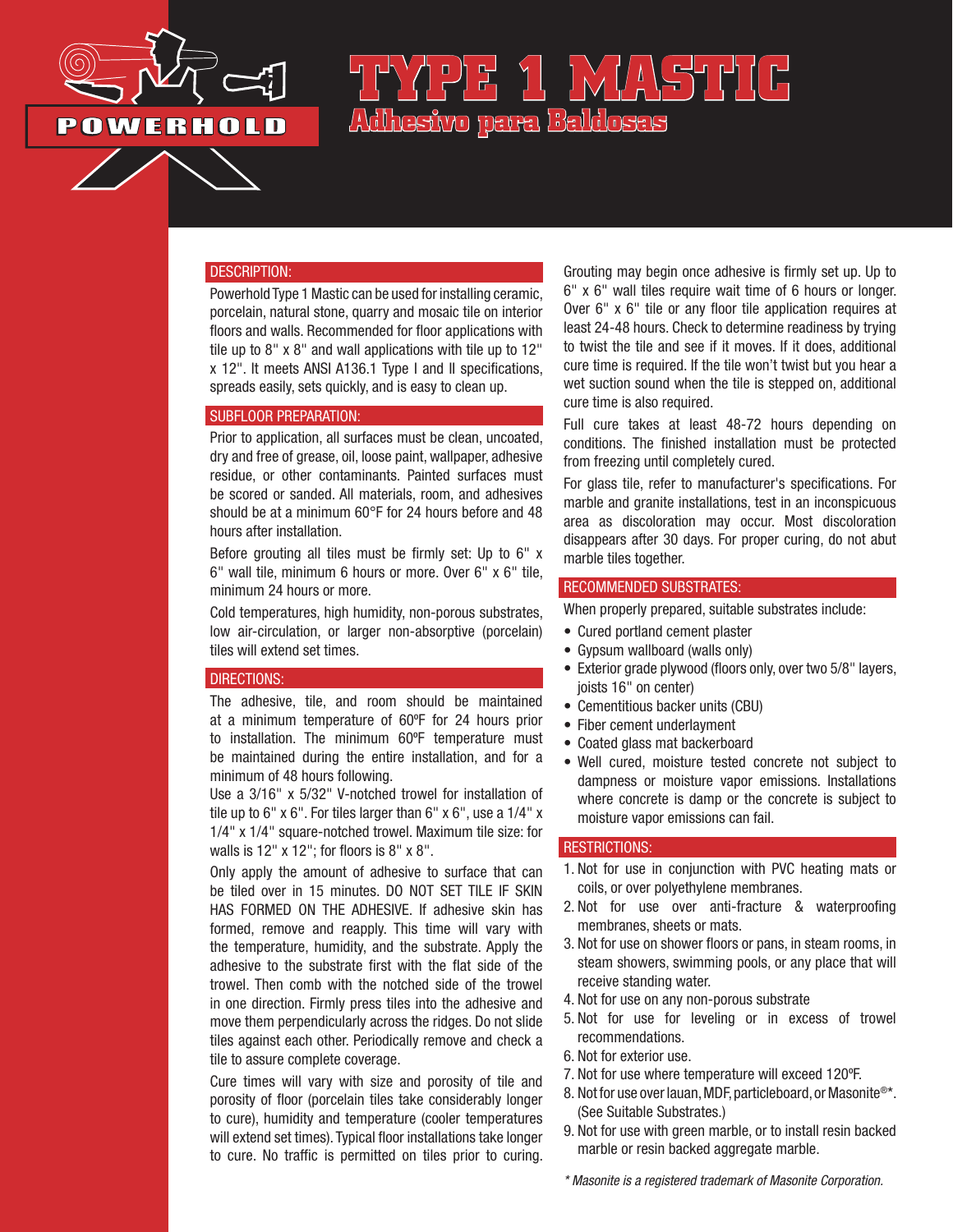POWERHOLD

# TYPE 1 MASTIC

## Adhesivo para Baldosas

### DESCRIPTION:

Powerhold Type 1 Mastic can be used for installing ceramic, porcelain, natural stone, quarry and mosaic tile on interior floors and walls. Recommended for floor applications with tile up to 8" x 8" and wall applications with tile up to 12" x 12". It meets ANSI A136.1 Type I and II specifications, spreads easily, sets quickly, and is easy to clean up.

### SUBFLOOR PREPARATION:

Prior to application, all surfaces must be clean, uncoated, dry and free of grease, oil, loose paint, wallpaper, adhesive residue, or other contaminants. Painted surfaces must be scored or sanded. All materials, room, and adhesives should be at a minimum 60°F for 24 hours before and 48 hours after installation.

Before grouting all tiles must be firmly set: Up to 6" x 6" wall tile, minimum 6 hours or more. Over 6" x 6" tile, minimum 24 hours or more.

Cold temperatures, high humidity, non-porous substrates, low air-circulation, or larger non-absorptive (porcelain) tiles will extend set times.

### DIRECTIONS:

The adhesive, tile, and room should be maintained at a minimum temperature of 60ºF for 24 hours prior to installation. The minimum 60ºF temperature must be maintained during the entire installation, and for a minimum of 48 hours following.

Use a 3/16" x 5/32" V-notched trowel for installation of tile up to 6" x 6". For tiles larger than 6" x 6", use a 1/4" x 1/4" x 1/4" square-notched trowel. Maximum tile size: for walls is 12" x 12"; for floors is 8" x 8".

Only apply the amount of adhesive to surface that can be tiled over in 15 minutes. DO NOT SET TILE IF SKIN HAS FORMED ON THE ADHESIVE. If adhesive skin has formed, remove and reapply. This time will vary with the temperature, humidity, and the substrate. Apply the adhesive to the substrate first with the flat side of the trowel. Then comb with the notched side of the trowel in one direction. Firmly press tiles into the adhesive and move them perpendicularly across the ridges. Do not slide tiles against each other. Periodically remove and check a tile to assure complete coverage.

Cure times will vary with size and porosity of tile and porosity of floor (porcelain tiles take considerably longer to cure), humidity and temperature (cooler temperatures will extend set times). Typical floor installations take longer to cure. No traffic is permitted on tiles prior to curing. Grouting may begin once adhesive is firmly set up. Up to 6" x 6" wall tiles require wait time of 6 hours or longer. Over 6" x 6" tile or any floor tile application requires at least 24-48 hours. Check to determine readiness by trying to twist the tile and see if it moves. If it does, additional cure time is required. If the tile won't twist but you hear a wet suction sound when the tile is stepped on, additional cure time is also required.

Full cure takes at least 48-72 hours depending on conditions. The finished installation must be protected from freezing until completely cured.

For glass tile, refer to manufacturer's specifications. For marble and granite installations, test in an inconspicuous area as discoloration may occur. Most discoloration disappears after 30 days. For proper curing, do not abut marble tiles together.

### RECOMMENDED SUBSTRATES:

When properly prepared, suitable substrates include:

- Cured portland cement plaster
- Gypsum wallboard (walls only)
- Exterior grade plywood (floors only, over two 5/8" layers, joists 16" on center)
- Cementitious backer units (CBU)
- Fiber cement underlayment
- Coated glass mat backerboard
- Well cured, moisture tested concrete not subject to dampness or moisture vapor emissions. Installations where concrete is damp or the concrete is subject to moisture vapor emissions can fail.

### RESTRICTIONS:

1. Not for use in conjunction with PVC heating mats or coils, or over polyethylene membranes.
2. Not for use over anti-fracture & waterproofing membranes, sheets or mats.
3. Not for use on shower floors or pans, in steam rooms, in steam showers, swimming pools, or any place that will receive standing water.
4. Not for use on any non-porous substrate
5. Not for use for leveling or in excess of trowel recommendations.
6. Not for exterior use.
7. Not for use where temperature will exceed 120ºF.
8. Not for use over lauan, MDF, particleboard, or Masonite®*. (See Suitable Substrates.)
9. Not for use with green marble, or to install resin backed marble or resin backed aggregate marble.

*\* Masonite is a registered trademark of Masonite Corporation.*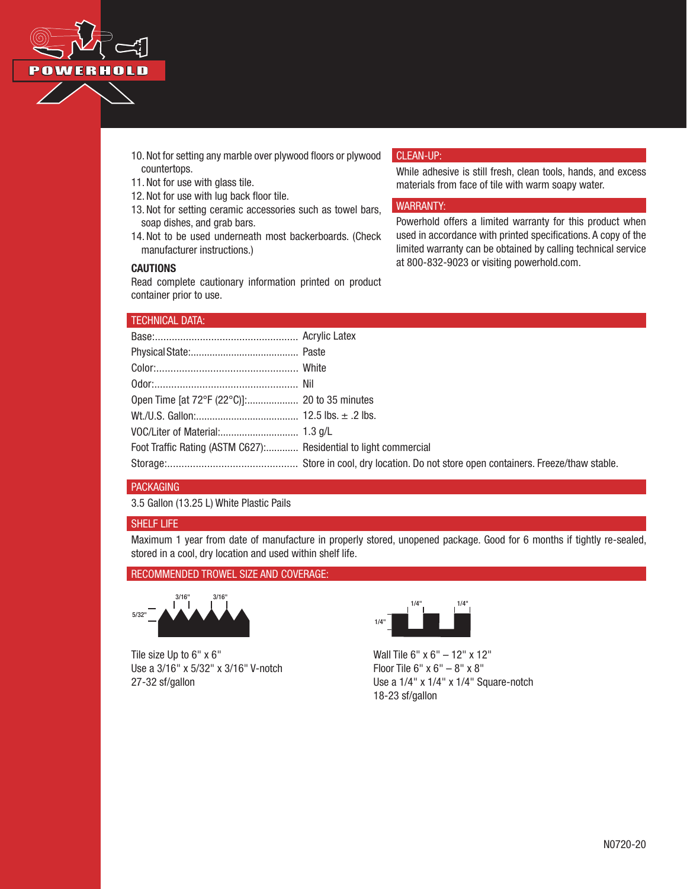10. Not for setting any marble over plywood floors or plywood countertops.
11. Not for use with glass tile.
12. Not for use with lug back floor tile.
13. Not for setting ceramic accessories such as towel bars, soap dishes, and grab bars.
14. Not to be used underneath most backerboards. (Check manufacturer instructions.)

**CAUTIONS**

Read complete cautionary information printed on product container prior to use.

## CLEAN-UP:

While adhesive is still fresh, clean tools, hands, and excess materials from face of tile with warm soapy water.

## WARRANTY:

Powerhold offers a limited warranty for this product when used in accordance with printed specifications. A copy of the limited warranty can be obtained by calling technical service at 800-832-9023 or visiting powerhold.com.

## TECHNICAL DATA:

| | |
|---|---|
| Base: | Acrylic Latex |
| Physical State: | Paste |
| Color: | White |
| Odor: | Nil |
| Open Time [at 72°F (22°C)]: | 20 to 35 minutes |
| Wt./U.S. Gallon: | 12.5 lbs. ± .2 lbs. |
| VOC/Liter of Material: | 1.3 g/L |
| Foot Traffic Rating (ASTM C627): | Residential to light commercial |
| Storage: | Store in cool, dry location. Do not store open containers. Freeze/thaw stable. |

## PACKAGING

3.5 Gallon (13.25 L) White Plastic Pails

## SHELF LIFE

Maximum 1 year from date of manufacture in properly stored, unopened package. Good for 6 months if tightly re-sealed, stored in a cool, dry location and used within shelf life.

## RECOMMENDED TROWEL SIZE AND COVERAGE:

3/16" 3/16"
5/32"

Tile size Up to 6" x 6"
Use a 3/16" x 5/32" x 3/16" V-notch
27-32 sf/gallon

1/4" 1/4"
1/4"

Wall Tile 6" x 6" – 12" x 12"
Floor Tile 6" x 6" – 8" x 8"
Use a 1/4" x 1/4" x 1/4" Square-notch
18-23 sf/gallon

N0720-20